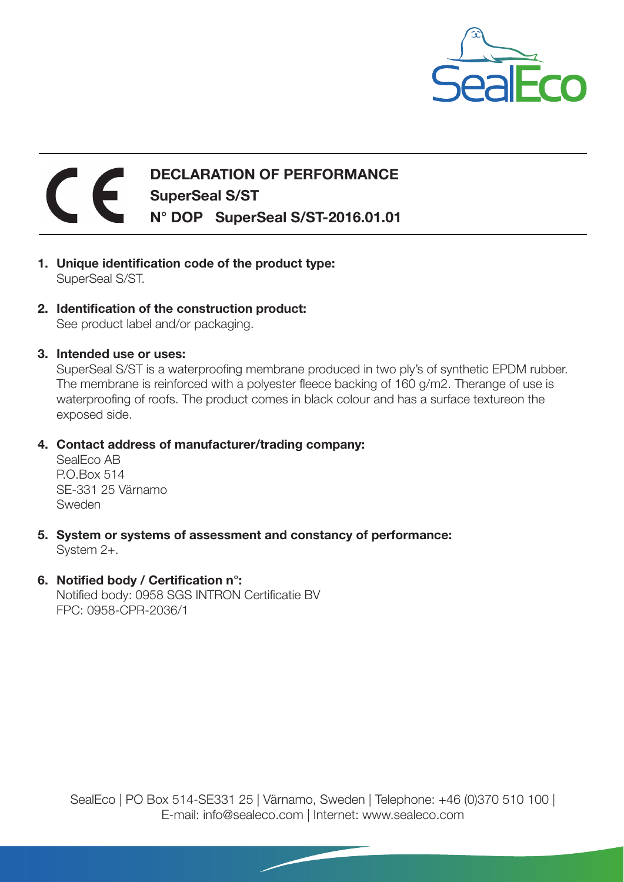# DECLARATION OF PERFORMANCE

**SuperSeal S/ST**

**N° DOP SuperSeal S/ST-2016.01.01**

1. **Unique identification code of the product type:**
   SuperSeal S/ST.

2. **Identification of the construction product:**
   See product label and/or packaging.

3. **Intended use or uses:**
   SuperSeal S/ST is a waterproofing membrane produced in two ply's of synthetic EPDM rubber. The membrane is reinforced with a polyester fleece backing of 160 g/m2. Therange of use is waterproofing of roofs. The product comes in black colour and has a surface textureon the exposed side.

4. **Contact address of manufacturer/trading company:**
   SealEco AB
   P.O.Box 514
   SE-331 25 Värnamo
   Sweden

5. **System or systems of assessment and constancy of performance:**
   System 2+.

6. **Notified body / Certification n°:**
   Notified body: 0958 SGS INTRON Certificatie BV
   FPC: 0958-CPR-2036/1

SealEco | PO Box 514-SE331 25 | Värnamo, Sweden | Telephone: +46 (0)370 510 100 |
E-mail: info@sealeco.com | Internet: www.sealeco.com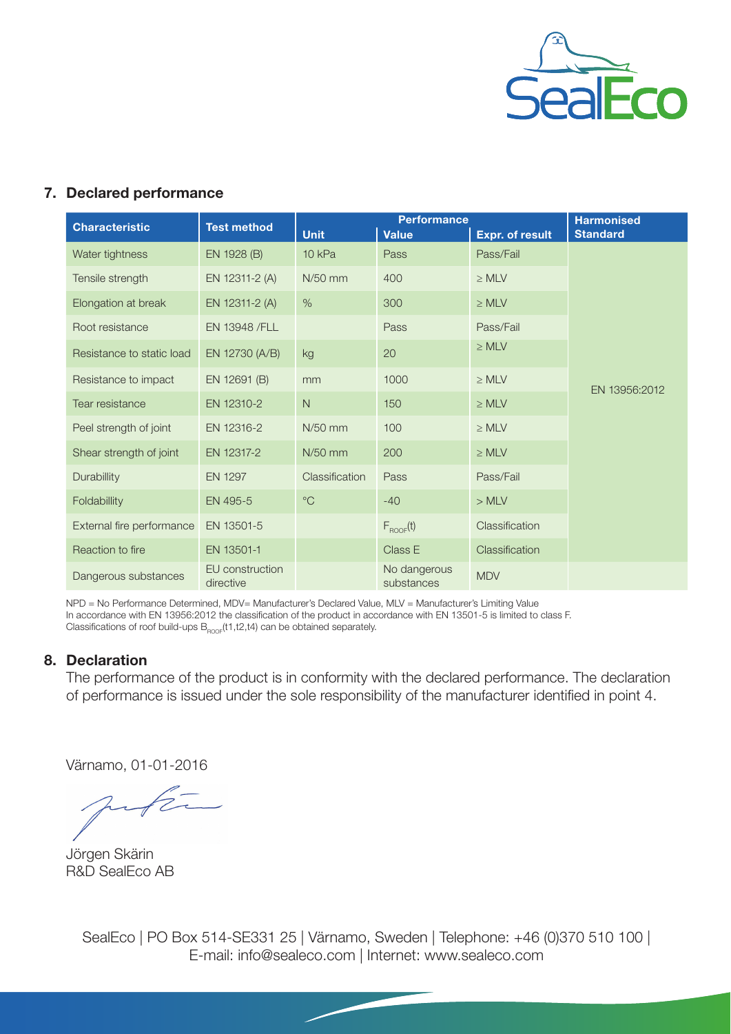## 7. Declared performance

| Characteristic | Test method | Performance | | | Harmonised Standard |
|---|---|---|---|---|---|
| | | Unit | Value | Expr. of result | |
| Water tightness | EN 1928 (B) | 10 kPa | Pass | Pass/Fail | EN 13956:2012 |
| Tensile strength | EN 12311-2 (A) | N/50 mm | 400 | ≥ MLV | |
| Elongation at break | EN 12311-2 (A) | % | 300 | ≥ MLV | |
| Root resistance | EN 13948 /FLL | | Pass | Pass/Fail | |
| Resistance to static load | EN 12730 (A/B) | kg | 20 | ≥ MLV | |
| Resistance to impact | EN 12691 (B) | mm | 1000 | ≥ MLV | |
| Tear resistance | EN 12310-2 | N | 150 | ≥ MLV | |
| Peel strength of joint | EN 12316-2 | N/50 mm | 100 | ≥ MLV | |
| Shear strength of joint | EN 12317-2 | N/50 mm | 200 | ≥ MLV | |
| Durabillity | EN 1297 | Classification | Pass | Pass/Fail | |
| Foldabillity | EN 495-5 | °C | -40 | > MLV | |
| External fire performance | EN 13501-5 | | $F_{ROOF}$(t) | Classification | |
| Reaction to fire | EN 13501-1 | | Class E | Classification | |
| Dangerous substances | EU construction directive | | No dangerous substances | MDV | |

NPD = No Performance Determined, MDV= Manufacturer's Declared Value, MLV = Manufacturer's Limiting Value
In accordance with EN 13956:2012 the classification of the product in accordance with EN 13501-5 is limited to class F.
Classifications of roof build-ups $B_{ROOF}$(t1,t2,t4) can be obtained separately.

## 8. Declaration

The performance of the product is in conformity with the declared performance. The declaration of performance is issued under the sole responsibility of the manufacturer identified in point 4.

Värnamo, 01-01-2016

Jörgen Skärin
R&D SealEco AB

SealEco | PO Box 514-SE331 25 | Värnamo, Sweden | Telephone: +46 (0)370 510 100 |
E-mail: info@sealeco.com | Internet: www.sealeco.com